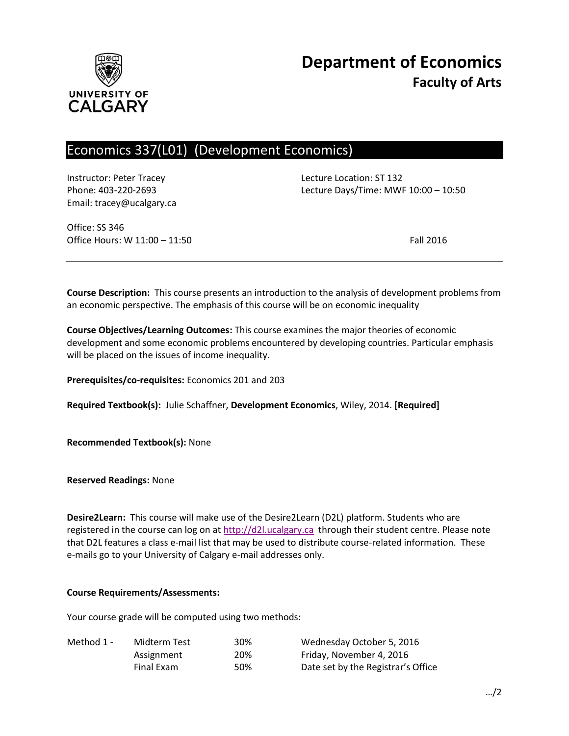# Department of Economics

## Faculty of Arts

## Economics 337(L01) (Development Economics)

Instructor: Peter Tracey
Phone: 403-220-2693
Email: tracey@ucalgary.ca

Lecture Location: ST 132
Lecture Days/Time: MWF 10:00 – 10:50

Office: SS 346
Office Hours: W 11:00 – 11:50

Fall 2016

---

**Course Description:** This course presents an introduction to the analysis of development problems from an economic perspective. The emphasis of this course will be on economic inequality

**Course Objectives/Learning Outcomes:** This course examines the major theories of economic development and some economic problems encountered by developing countries. Particular emphasis will be placed on the issues of income inequality.

**Prerequisites/co-requisites:** Economics 201 and 203

**Required Textbook(s):** Julie Schaffner, **Development Economics**, Wiley, 2014. **[Required]**

**Recommended Textbook(s):** None

**Reserved Readings:** None

**Desire2Learn:** This course will make use of the Desire2Learn (D2L) platform. Students who are registered in the course can log on at [http://d2l.ucalgary.ca](http://d2l.ucalgary.ca) through their student centre. Please note that D2L features a class e-mail list that may be used to distribute course-related information. These e-mails go to your University of Calgary e-mail addresses only.

**Course Requirements/Assessments:**

Your course grade will be computed using two methods:

| | | | |
|---|---|---|---|
| Method 1 - | Midterm Test | 30% | Wednesday October 5, 2016 |
| | Assignment | 20% | Friday, November 4, 2016 |
| | Final Exam | 50% | Date set by the Registrar's Office |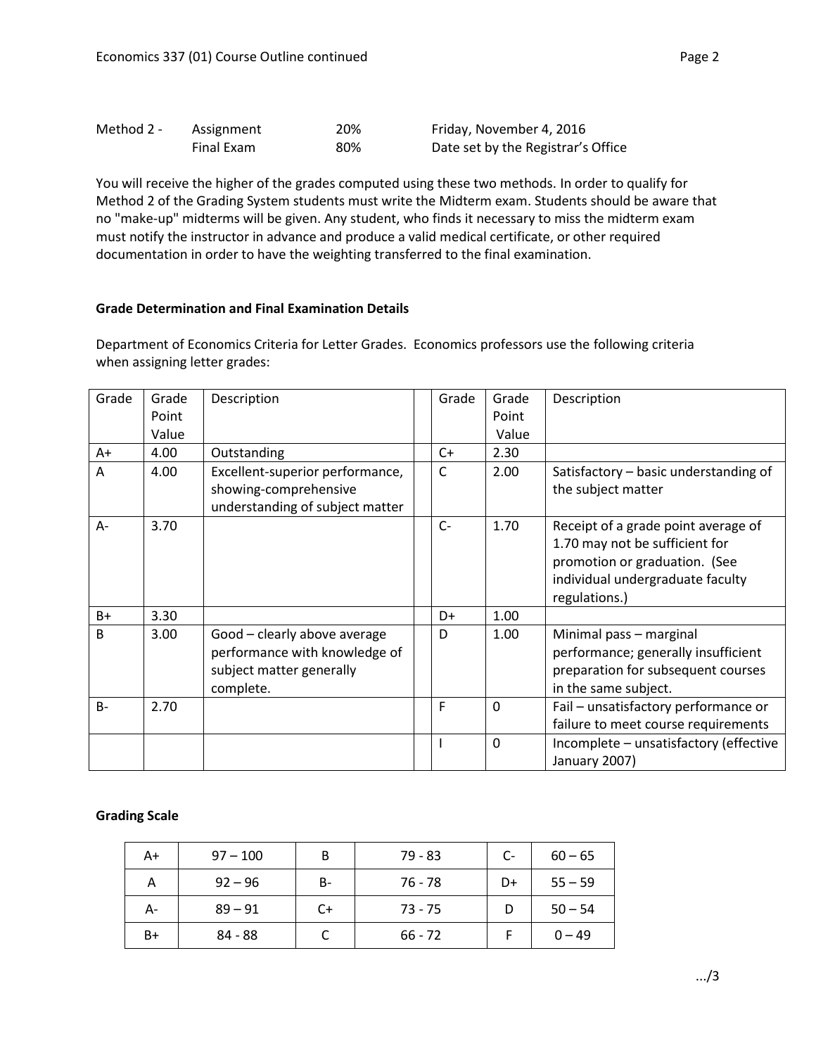| Method 2 - | Assignment | 20% | Friday, November 4, 2016 |
|---|---|---|---|
| | Final Exam | 80% | Date set by the Registrar's Office |

You will receive the higher of the grades computed using these two methods. In order to qualify for Method 2 of the Grading System students must write the Midterm exam. Students should be aware that no "make-up" midterms will be given. Any student, who finds it necessary to miss the midterm exam must notify the instructor in advance and produce a valid medical certificate, or other required documentation in order to have the weighting transferred to the final examination.

**Grade Determination and Final Examination Details**

Department of Economics Criteria for Letter Grades. Economics professors use the following criteria when assigning letter grades:

| Grade | Grade Point Value | Description | | Grade | Grade Point Value | Description |
|---|---|---|---|---|---|---|
| A+ | 4.00 | Outstanding | | C+ | 2.30 | |
| A | 4.00 | Excellent-superior performance, showing-comprehensive understanding of subject matter | | C | 2.00 | Satisfactory – basic understanding of the subject matter |
| A- | 3.70 | | | C- | 1.70 | Receipt of a grade point average of 1.70 may not be sufficient for promotion or graduation. (See individual undergraduate faculty regulations.) |
| B+ | 3.30 | | | D+ | 1.00 | |
| B | 3.00 | Good – clearly above average performance with knowledge of subject matter generally complete. | | D | 1.00 | Minimal pass – marginal performance; generally insufficient preparation for subsequent courses in the same subject. |
| B- | 2.70 | | | F | 0 | Fail – unsatisfactory performance or failure to meet course requirements |
| | | | | I | 0 | Incomplete – unsatisfactory (effective January 2007) |

**Grading Scale**

| A+ | 97 – 100 | B | 79 - 83 | C- | 60 – 65 |
|---|---|---|---|---|---|
| A | 92 – 96 | B- | 76 - 78 | D+ | 55 – 59 |
| A- | 89 – 91 | C+ | 73 - 75 | D | 50 – 54 |
| B+ | 84 - 88 | C | 66 - 72 | F | 0 – 49 |

.../3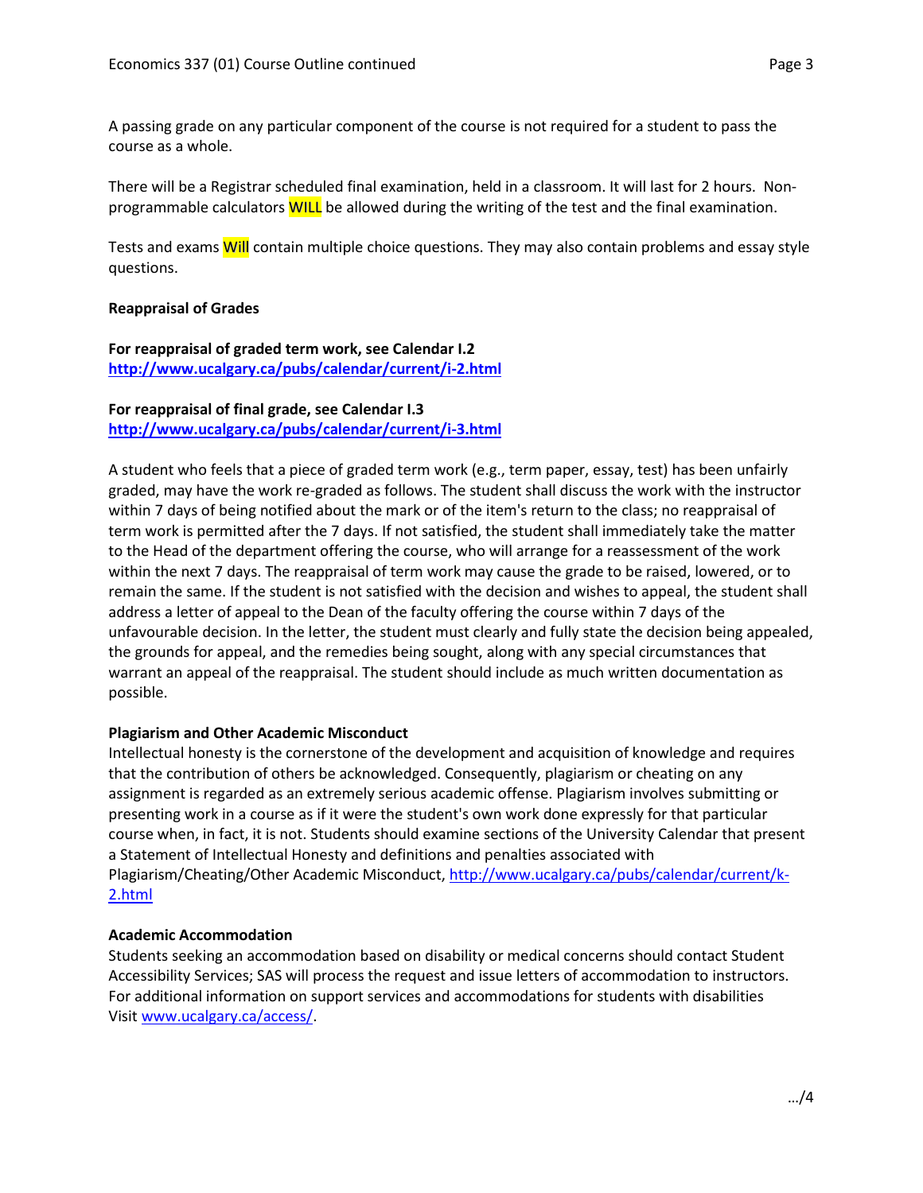A passing grade on any particular component of the course is not required for a student to pass the course as a whole.

There will be a Registrar scheduled final examination, held in a classroom. It will last for 2 hours. Non-programmable calculators WILL be allowed during the writing of the test and the final examination.

Tests and exams Will contain multiple choice questions. They may also contain problems and essay style questions.

**Reappraisal of Grades**

**For reappraisal of graded term work, see Calendar I.2**
**http://www.ucalgary.ca/pubs/calendar/current/i-2.html**

**For reappraisal of final grade, see Calendar I.3**
**http://www.ucalgary.ca/pubs/calendar/current/i-3.html**

A student who feels that a piece of graded term work (e.g., term paper, essay, test) has been unfairly graded, may have the work re-graded as follows. The student shall discuss the work with the instructor within 7 days of being notified about the mark or of the item's return to the class; no reappraisal of term work is permitted after the 7 days. If not satisfied, the student shall immediately take the matter to the Head of the department offering the course, who will arrange for a reassessment of the work within the next 7 days. The reappraisal of term work may cause the grade to be raised, lowered, or to remain the same. If the student is not satisfied with the decision and wishes to appeal, the student shall address a letter of appeal to the Dean of the faculty offering the course within 7 days of the unfavourable decision. In the letter, the student must clearly and fully state the decision being appealed, the grounds for appeal, and the remedies being sought, along with any special circumstances that warrant an appeal of the reappraisal. The student should include as much written documentation as possible.

**Plagiarism and Other Academic Misconduct**

Intellectual honesty is the cornerstone of the development and acquisition of knowledge and requires that the contribution of others be acknowledged. Consequently, plagiarism or cheating on any assignment is regarded as an extremely serious academic offense. Plagiarism involves submitting or presenting work in a course as if it were the student's own work done expressly for that particular course when, in fact, it is not. Students should examine sections of the University Calendar that present a Statement of Intellectual Honesty and definitions and penalties associated with Plagiarism/Cheating/Other Academic Misconduct, http://www.ucalgary.ca/pubs/calendar/current/k-2.html

**Academic Accommodation**

Students seeking an accommodation based on disability or medical concerns should contact Student Accessibility Services; SAS will process the request and issue letters of accommodation to instructors. For additional information on support services and accommodations for students with disabilities Visit www.ucalgary.ca/access/.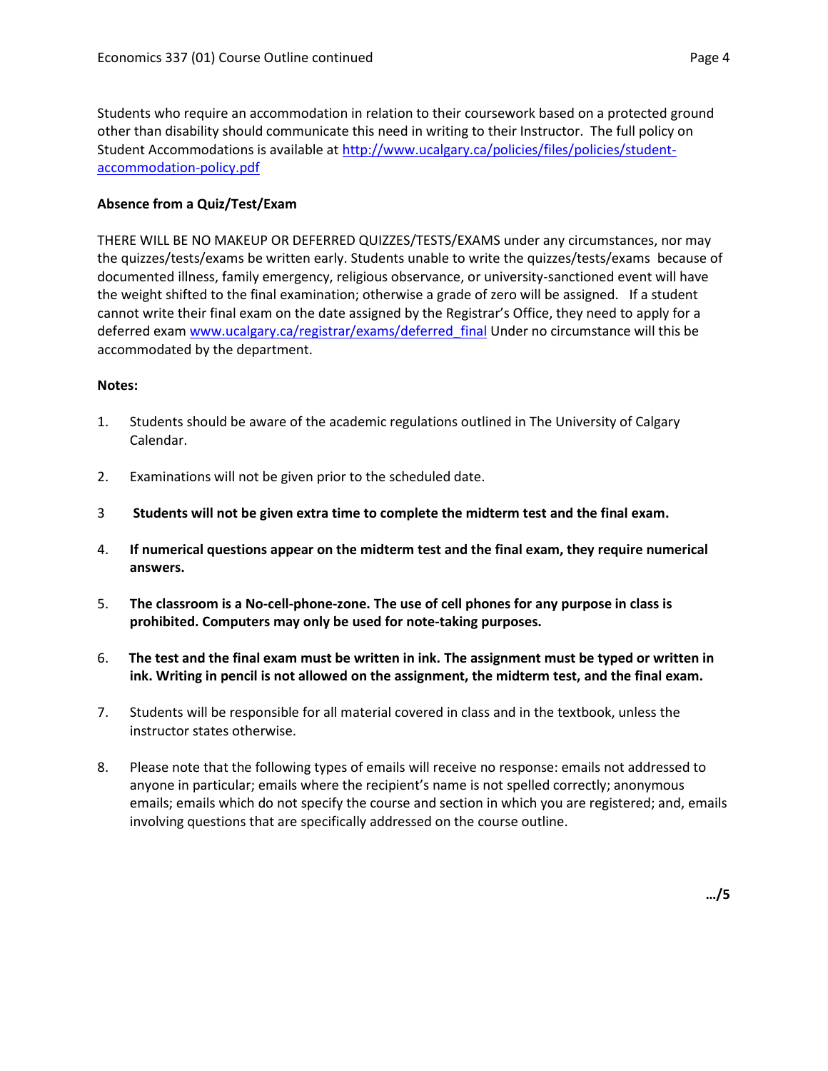Students who require an accommodation in relation to their coursework based on a protected ground other than disability should communicate this need in writing to their Instructor. The full policy on Student Accommodations is available at [http://www.ucalgary.ca/policies/files/policies/student-accommodation-policy.pdf](http://www.ucalgary.ca/policies/files/policies/student-accommodation-policy.pdf)

**Absence from a Quiz/Test/Exam**

THERE WILL BE NO MAKEUP OR DEFERRED QUIZZES/TESTS/EXAMS under any circumstances, nor may the quizzes/tests/exams be written early. Students unable to write the quizzes/tests/exams because of documented illness, family emergency, religious observance, or university-sanctioned event will have the weight shifted to the final examination; otherwise a grade of zero will be assigned. If a student cannot write their final exam on the date assigned by the Registrar's Office, they need to apply for a deferred exam [www.ucalgary.ca/registrar/exams/deferred_final](http://www.ucalgary.ca/registrar/exams/deferred_final) Under no circumstance will this be accommodated by the department.

**Notes:**

1. Students should be aware of the academic regulations outlined in The University of Calgary Calendar.
2. Examinations will not be given prior to the scheduled date.
3. **Students will not be given extra time to complete the midterm test and the final exam.**
4. **If numerical questions appear on the midterm test and the final exam, they require numerical answers.**
5. **The classroom is a No-cell-phone-zone. The use of cell phones for any purpose in class is prohibited. Computers may only be used for note-taking purposes.**
6. **The test and the final exam must be written in ink. The assignment must be typed or written in ink. Writing in pencil is not allowed on the assignment, the midterm test, and the final exam.**
7. Students will be responsible for all material covered in class and in the textbook, unless the instructor states otherwise.
8. Please note that the following types of emails will receive no response: emails not addressed to anyone in particular; emails where the recipient's name is not spelled correctly; anonymous emails; emails which do not specify the course and section in which you are registered; and, emails involving questions that are specifically addressed on the course outline.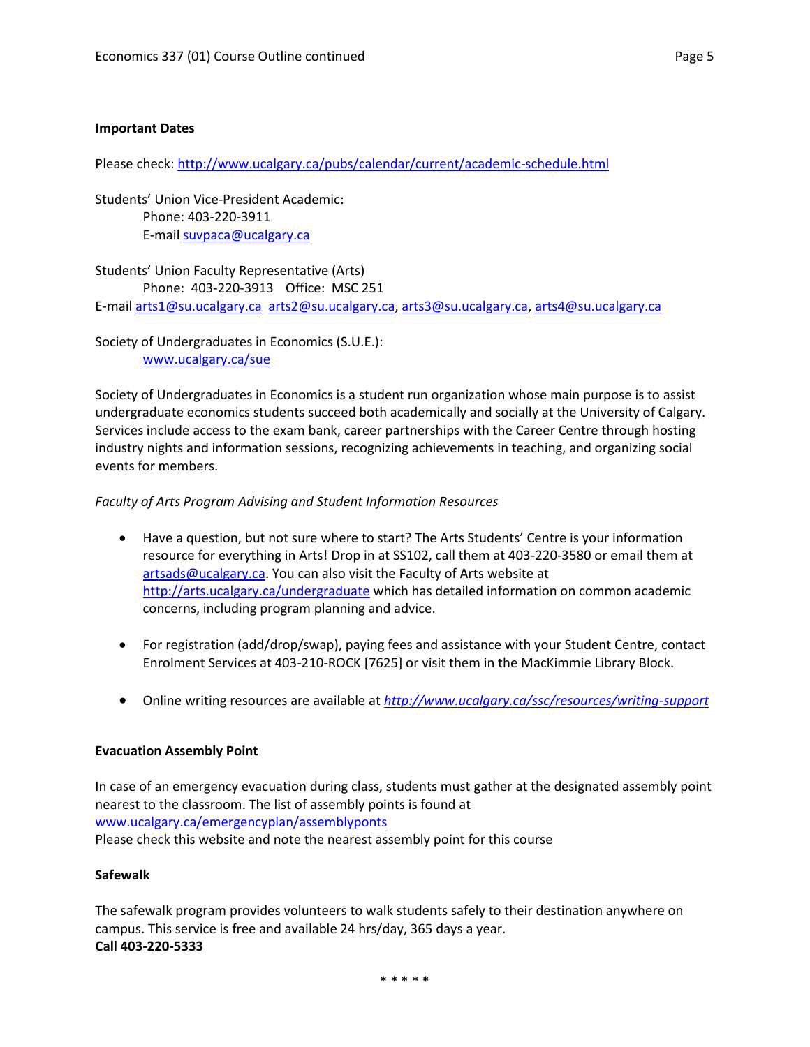**Important Dates**

Please check: http://www.ucalgary.ca/pubs/calendar/current/academic-schedule.html

Students' Union Vice-President Academic:
Phone: 403-220-3911
E-mail suvpaca@ucalgary.ca

Students' Union Faculty Representative (Arts)
Phone: 403-220-3913 Office: MSC 251
E-mail arts1@su.ucalgary.ca arts2@su.ucalgary.ca, arts3@su.ucalgary.ca, arts4@su.ucalgary.ca

Society of Undergraduates in Economics (S.U.E.):
www.ucalgary.ca/sue

Society of Undergraduates in Economics is a student run organization whose main purpose is to assist undergraduate economics students succeed both academically and socially at the University of Calgary. Services include access to the exam bank, career partnerships with the Career Centre through hosting industry nights and information sessions, recognizing achievements in teaching, and organizing social events for members.

*Faculty of Arts Program Advising and Student Information Resources*

- Have a question, but not sure where to start? The Arts Students' Centre is your information resource for everything in Arts! Drop in at SS102, call them at 403-220-3580 or email them at artsads@ucalgary.ca. You can also visit the Faculty of Arts website at http://arts.ucalgary.ca/undergraduate which has detailed information on common academic concerns, including program planning and advice.

- For registration (add/drop/swap), paying fees and assistance with your Student Centre, contact Enrolment Services at 403-210-ROCK [7625] or visit them in the MacKimmie Library Block.

- Online writing resources are available at *http://www.ucalgary.ca/ssc/resources/writing-support*

**Evacuation Assembly Point**

In case of an emergency evacuation during class, students must gather at the designated assembly point nearest to the classroom. The list of assembly points is found at www.ucalgary.ca/emergencyplan/assemblypoints
Please check this website and note the nearest assembly point for this course

**Safewalk**

The safewalk program provides volunteers to walk students safely to their destination anywhere on campus. This service is free and available 24 hrs/day, 365 days a year.
**Call 403-220-5333**

\* \* \* \* \*